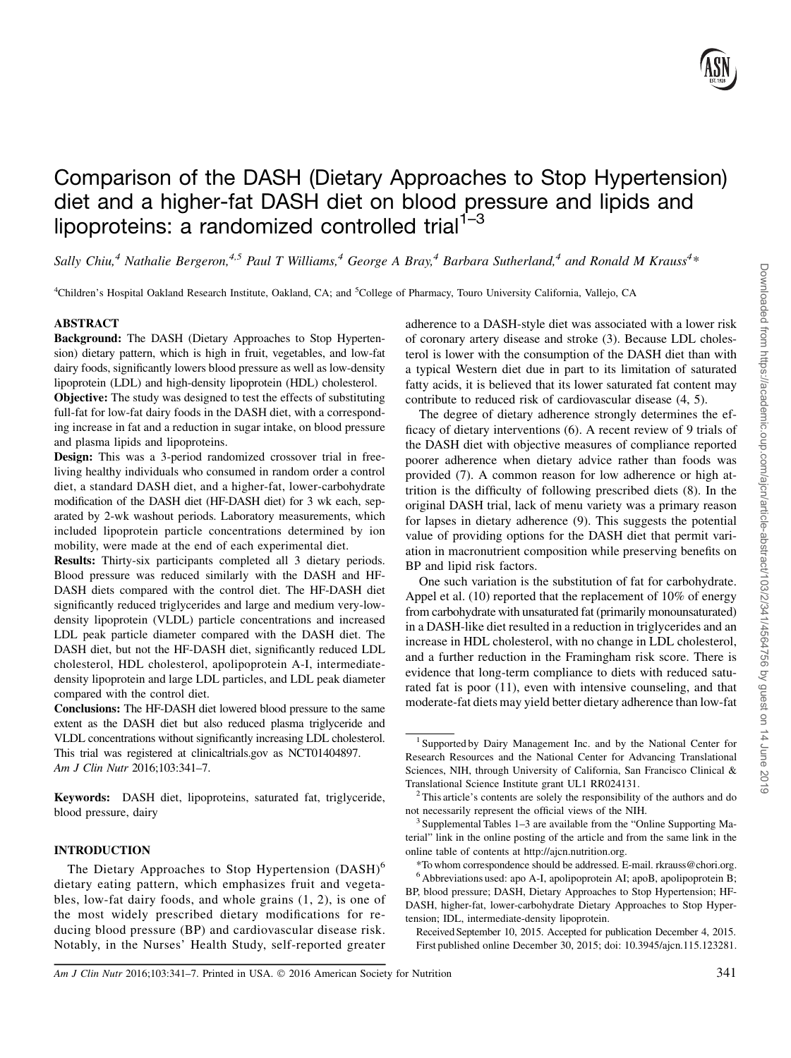# Comparison of the DASH (Dietary Approaches to Stop Hypertension) diet and a higher-fat DASH diet on blood pressure and lipids and lipoproteins: a randomized controlled trial[1–3]

*Sally Chiu,[4] Nathalie Bergeron,[4,5] Paul T Williams,[4] George A Bray,[4] Barbara Sutherland,[4] and Ronald M Krauss[4]**

[4]Children's Hospital Oakland Research Institute, Oakland, CA; and [5]College of Pharmacy, Touro University California, Vallejo, CA

## ABSTRACT

**Background:** The DASH (Dietary Approaches to Stop Hypertension) dietary pattern, which is high in fruit, vegetables, and low-fat dairy foods, significantly lowers blood pressure as well as low-density lipoprotein (LDL) and high-density lipoprotein (HDL) cholesterol.

**Objective:** The study was designed to test the effects of substituting full-fat for low-fat dairy foods in the DASH diet, with a corresponding increase in fat and a reduction in sugar intake, on blood pressure and plasma lipids and lipoproteins.

**Design:** This was a 3-period randomized crossover trial in free-living healthy individuals who consumed in random order a control diet, a standard DASH diet, and a higher-fat, lower-carbohydrate modification of the DASH diet (HF-DASH diet) for 3 wk each, separated by 2-wk washout periods. Laboratory measurements, which included lipoprotein particle concentrations determined by ion mobility, were made at the end of each experimental diet.

**Results:** Thirty-six participants completed all 3 dietary periods. Blood pressure was reduced similarly with the DASH and HF-DASH diets compared with the control diet. The HF-DASH diet significantly reduced triglycerides and large and medium very-low-density lipoprotein (VLDL) particle concentrations and increased LDL peak particle diameter compared with the DASH diet. The DASH diet, but not the HF-DASH diet, significantly reduced LDL cholesterol, HDL cholesterol, apolipoprotein A-I, intermediate-density lipoprotein and large LDL particles, and LDL peak diameter compared with the control diet.

**Conclusions:** The HF-DASH diet lowered blood pressure to the same extent as the DASH diet but also reduced plasma triglyceride and VLDL concentrations without significantly increasing LDL cholesterol. This trial was registered at clinicaltrials.gov as NCT01404897. *Am J Clin Nutr* 2016;103:341–7.

**Keywords:** DASH diet, lipoproteins, saturated fat, triglyceride, blood pressure, dairy

## INTRODUCTION

The Dietary Approaches to Stop Hypertension (DASH)[6] dietary eating pattern, which emphasizes fruit and vegetables, low-fat dairy foods, and whole grains (1, 2), is one of the most widely prescribed dietary modifications for reducing blood pressure (BP) and cardiovascular disease risk. Notably, in the Nurses' Health Study, self-reported greater adherence to a DASH-style diet was associated with a lower risk of coronary artery disease and stroke (3). Because LDL cholesterol is lower with the consumption of the DASH diet than with a typical Western diet due in part to its limitation of saturated fatty acids, it is believed that its lower saturated fat content may contribute to reduced risk of cardiovascular disease (4, 5).

The degree of dietary adherence strongly determines the efficacy of dietary interventions (6). A recent review of 9 trials of the DASH diet with objective measures of compliance reported poorer adherence when dietary advice rather than foods was provided (7). A common reason for low adherence or high attrition is the difficulty of following prescribed diets (8). In the original DASH trial, lack of menu variety was a primary reason for lapses in dietary adherence (9). This suggests the potential value of providing options for the DASH diet that permit variation in macronutrient composition while preserving benefits on BP and lipid risk factors.

One such variation is the substitution of fat for carbohydrate. Appel et al. (10) reported that the replacement of 10% of energy from carbohydrate with unsaturated fat (primarily monounsaturated) in a DASH-like diet resulted in a reduction in triglycerides and an increase in HDL cholesterol, with no change in LDL cholesterol, and a further reduction in the Framingham risk score. There is evidence that long-term compliance to diets with reduced saturated fat is poor (11), even with intensive counseling, and that moderate-fat diets may yield better dietary adherence than low-fat

---

[1] Supported by Dairy Management Inc. and by the National Center for Research Resources and the National Center for Advancing Translational Sciences, NIH, through University of California, San Francisco Clinical & Translational Science Institute grant UL1 RR024131.

[2] This article's contents are solely the responsibility of the authors and do not necessarily represent the official views of the NIH.

[3] Supplemental Tables 1–3 are available from the "Online Supporting Material" link in the online posting of the article and from the same link in the online table of contents at http://ajcn.nutrition.org.

*To whom correspondence should be addressed. E-mail: rkrauss@chori.org.

[6] Abbreviations used: apo A-I, apolipoprotein AI; apoB, apolipoprotein B; BP, blood pressure; DASH, Dietary Approaches to Stop Hypertension; HF-DASH, higher-fat, lower-carbohydrate Dietary Approaches to Stop Hypertension; IDL, intermediate-density lipoprotein.

Received September 10, 2015. Accepted for publication December 4, 2015.

First published online December 30, 2015; doi: 10.3945/ajcn.115.123281.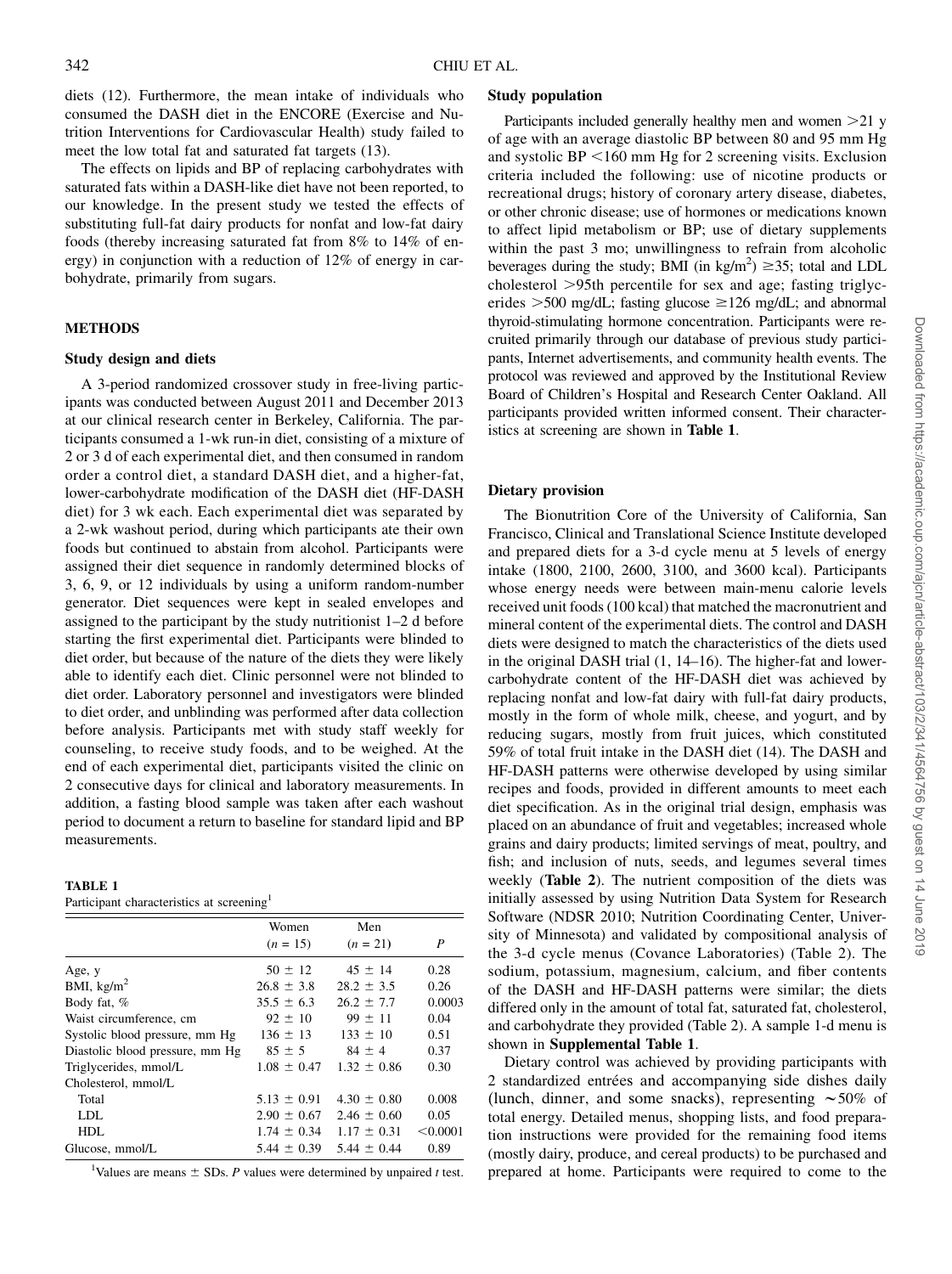diets (12). Furthermore, the mean intake of individuals who consumed the DASH diet in the ENCORE (Exercise and Nutrition Interventions for Cardiovascular Health) study failed to meet the low total fat and saturated fat targets (13).

The effects on lipids and BP of replacing carbohydrates with saturated fats within a DASH-like diet have not been reported, to our knowledge. In the present study we tested the effects of substituting full-fat dairy products for nonfat and low-fat dairy foods (thereby increasing saturated fat from 8% to 14% of energy) in conjunction with a reduction of 12% of energy in carbohydrate, primarily from sugars.

## METHODS

### Study design and diets

A 3-period randomized crossover study in free-living participants was conducted between August 2011 and December 2013 at our clinical research center in Berkeley, California. The participants consumed a 1-wk run-in diet, consisting of a mixture of 2 or 3 d of each experimental diet, and then consumed in random order a control diet, a standard DASH diet, and a higher-fat, lower-carbohydrate modification of the DASH diet (HF-DASH diet) for 3 wk each. Each experimental diet was separated by a 2-wk washout period, during which participants ate their own foods but continued to abstain from alcohol. Participants were assigned their diet sequence in randomly determined blocks of 3, 6, 9, or 12 individuals by using a uniform random-number generator. Diet sequences were kept in sealed envelopes and assigned to the participant by the study nutritionist 1–2 d before starting the first experimental diet. Participants were blinded to diet order, but because of the nature of the diets they were likely able to identify each diet. Clinic personnel were not blinded to diet order. Laboratory personnel and investigators were blinded to diet order, and unblinding was performed after data collection before analysis. Participants met with study staff weekly for counseling, to receive study foods, and to be weighed. At the end of each experimental diet, participants visited the clinic on 2 consecutive days for clinical and laboratory measurements. In addition, a fasting blood sample was taken after each washout period to document a return to baseline for standard lipid and BP measurements.

**TABLE 1**
Participant characteristics at screening[1]

| | Women ($n$ = 15) | Men ($n$ = 21) | $P$ |
|---|---|---|---|
| Age, y | 50 ± 12 | 45 ± 14 | 0.28 |
| BMI, kg/m$^2$ | 26.8 ± 3.8 | 28.2 ± 3.5 | 0.26 |
| Body fat, % | 35.5 ± 6.3 | 26.2 ± 7.7 | 0.0003 |
| Waist circumference, cm | 92 ± 10 | 99 ± 11 | 0.04 |
| Systolic blood pressure, mm Hg | 136 ± 13 | 133 ± 10 | 0.51 |
| Diastolic blood pressure, mm Hg | 85 ± 5 | 84 ± 4 | 0.37 |
| Triglycerides, mmol/L | 1.08 ± 0.47 | 1.32 ± 0.86 | 0.30 |
| Cholesterol, mmol/L | | | |
| Total | 5.13 ± 0.91 | 4.30 ± 0.80 | 0.008 |
| LDL | 2.90 ± 0.67 | 2.46 ± 0.60 | 0.05 |
| HDL | 1.74 ± 0.34 | 1.17 ± 0.31 | <0.0001 |
| Glucose, mmol/L | 5.44 ± 0.39 | 5.44 ± 0.44 | 0.89 |

[1]Values are means ± SDs. $P$ values were determined by unpaired $t$ test.

### Study population

Participants included generally healthy men and women >21 y of age with an average diastolic BP between 80 and 95 mm Hg and systolic BP <160 mm Hg for 2 screening visits. Exclusion criteria included the following: use of nicotine products or recreational drugs; history of coronary artery disease, diabetes, or other chronic disease; use of hormones or medications known to affect lipid metabolism or BP; use of dietary supplements within the past 3 mo; unwillingness to refrain from alcoholic beverages during the study; BMI (in kg/m$^2$) ≥35; total and LDL cholesterol >95th percentile for sex and age; fasting triglycerides >500 mg/dL; fasting glucose ≥126 mg/dL; and abnormal thyroid-stimulating hormone concentration. Participants were recruited primarily through our database of previous study participants, Internet advertisements, and community health events. The protocol was reviewed and approved by the Institutional Review Board of Children's Hospital and Research Center Oakland. All participants provided written informed consent. Their characteristics at screening are shown in **Table 1**.

### Dietary provision

The Bionutrition Core of the University of California, San Francisco, Clinical and Translational Science Institute developed and prepared diets for a 3-d cycle menu at 5 levels of energy intake (1800, 2100, 2600, 3100, and 3600 kcal). Participants whose energy needs were between main-menu calorie levels received unit foods (100 kcal) that matched the macronutrient and mineral content of the experimental diets. The control and DASH diets were designed to match the characteristics of the diets used in the original DASH trial (1, 14–16). The higher-fat and lower-carbohydrate content of the HF-DASH diet was achieved by replacing nonfat and low-fat dairy with full-fat dairy products, mostly in the form of whole milk, cheese, and yogurt, and by reducing sugars, mostly from fruit juices, which constituted 59% of total fruit intake in the DASH diet (14). The DASH and HF-DASH patterns were otherwise developed by using similar recipes and foods, provided in different amounts to meet each diet specification. As in the original trial design, emphasis was placed on an abundance of fruit and vegetables; increased whole grains and dairy products; limited servings of meat, poultry, and fish; and inclusion of nuts, seeds, and legumes several times weekly (**Table 2**). The nutrient composition of the diets was initially assessed by using Nutrition Data System for Research Software (NDSR 2010; Nutrition Coordinating Center, University of Minnesota) and validated by compositional analysis of the 3-d cycle menus (Covance Laboratories) (Table 2). The sodium, potassium, magnesium, calcium, and fiber contents of the DASH and HF-DASH patterns were similar; the diets differed only in the amount of total fat, saturated fat, cholesterol, and carbohydrate they provided (Table 2). A sample 1-d menu is shown in **Supplemental Table 1**.

Dietary control was achieved by providing participants with 2 standardized entrées and accompanying side dishes daily (lunch, dinner, and some snacks), representing ∼50% of total energy. Detailed menus, shopping lists, and food preparation instructions were provided for the remaining food items (mostly dairy, produce, and cereal products) to be purchased and prepared at home. Participants were required to come to the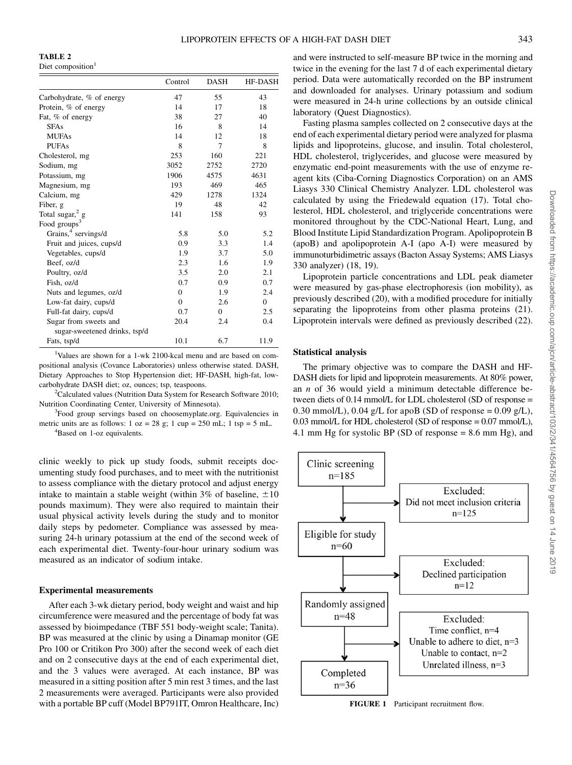**TABLE 2**
Diet composition[1]

| | Control | DASH | HF-DASH |
|---|---|---|---|
| Carbohydrate, % of energy | 47 | 55 | 43 |
| Protein, % of energy | 14 | 17 | 18 |
| Fat, % of energy | 38 | 27 | 40 |
| SFAs | 16 | 8 | 14 |
| MUFAs | 14 | 12 | 18 |
| PUFAs | 8 | 7 | 8 |
| Cholesterol, mg | 253 | 160 | 221 |
| Sodium, mg | 3052 | 2752 | 2720 |
| Potassium, mg | 1906 | 4575 | 4631 |
| Magnesium, mg | 193 | 469 | 465 |
| Calcium, mg | 429 | 1278 | 1324 |
| Fiber, g | 19 | 48 | 42 |
| Total sugar,[2] g | 141 | 158 | 93 |
| Food groups[3] | | | |
| Grains,[4] servings/d | 5.8 | 5.0 | 5.2 |
| Fruit and juices, cups/d | 0.9 | 3.3 | 1.4 |
| Vegetables, cups/d | 1.9 | 3.7 | 5.0 |
| Beef, oz/d | 2.3 | 1.6 | 1.9 |
| Poultry, oz/d | 3.5 | 2.0 | 2.1 |
| Fish, oz/d | 0.7 | 0.9 | 0.7 |
| Nuts and legumes, oz/d | 0 | 1.9 | 2.4 |
| Low-fat dairy, cups/d | 0 | 2.6 | 0 |
| Full-fat dairy, cups/d | 0.7 | 0 | 2.5 |
| Sugar from sweets and sugar-sweetened drinks, tsp/d | 20.4 | 2.4 | 0.4 |
| Fats, tsp/d | 10.1 | 6.7 | 11.9 |

[1]Values are shown for a 1-wk 2100-kcal menu and are based on compositional analysis (Covance Laboratories) unless otherwise stated. DASH, Dietary Approaches to Stop Hypertension diet; HF-DASH, high-fat, low-carbohydrate DASH diet; oz, ounces; tsp, teaspoons.

[2]Calculated values (Nutrition Data System for Research Software 2010; Nutrition Coordinating Center, University of Minnesota).

[3]Food group servings based on choosemyplate.org. Equivalencies in metric units are as follows: 1 oz = 28 g; 1 cup = 250 mL; 1 tsp = 5 mL.

[4]Based on 1-oz equivalents.

clinic weekly to pick up study foods, submit receipts documenting study food purchases, and to meet with the nutritionist to assess compliance with the dietary protocol and adjust energy intake to maintain a stable weight (within 3% of baseline, ±10 pounds maximum). They were also required to maintain their usual physical activity levels during the study and to monitor daily steps by pedometer. Compliance was assessed by measuring 24-h urinary potassium at the end of the second week of each experimental diet. Twenty-four-hour urinary sodium was measured as an indicator of sodium intake.

### Experimental measurements

After each 3-wk dietary period, body weight and waist and hip circumference were measured and the percentage of body fat was assessed by bioimpedance (TBF 551 body-weight scale; Tanita). BP was measured at the clinic by using a Dinamap monitor (GE Pro 100 or Critikon Pro 300) after the second week of each diet and on 2 consecutive days at the end of each experimental diet, and the 3 values were averaged. At each instance, BP was measured in a sitting position after 5 min rest 3 times, and the last 2 measurements were averaged. Participants were also provided with a portable BP cuff (Model BP791IT, Omron Healthcare, Inc) and were instructed to self-measure BP twice in the morning and twice in the evening for the last 7 d of each experimental dietary period. Data were automatically recorded on the BP instrument and downloaded for analyses. Urinary potassium and sodium were measured in 24-h urine collections by an outside clinical laboratory (Quest Diagnostics).

Fasting plasma samples collected on 2 consecutive days at the end of each experimental dietary period were analyzed for plasma lipids and lipoproteins, glucose, and insulin. Total cholesterol, HDL cholesterol, triglycerides, and glucose were measured by enzymatic end-point measurements with the use of enzyme reagent kits (Ciba-Corning Diagnostics Corporation) on an AMS Liasys 330 Clinical Chemistry Analyzer. LDL cholesterol was calculated by using the Friedewald equation (17). Total cholesterol, HDL cholesterol, and triglyceride concentrations were monitored throughout by the CDC-National Heart, Lung, and Blood Institute Lipid Standardization Program. Apolipoprotein B (apoB) and apolipoprotein A-I (apo A-I) were measured by immunoturbidimetric assays (Bacton Assay Systems; AMS Liasys 330 analyzer) (18, 19).

Lipoprotein particle concentrations and LDL peak diameter were measured by gas-phase electrophoresis (ion mobility), as previously described (20), with a modified procedure for initially separating the lipoproteins from other plasma proteins (21). Lipoprotein intervals were defined as previously described (22).

### Statistical analysis

The primary objective was to compare the DASH and HF-DASH diets for lipid and lipoprotein measurements. At 80% power, an $n$ of 36 would yield a minimum detectable difference between diets of 0.14 mmol/L for LDL cholesterol (SD of response = 0.30 mmol/L), 0.04 g/L for apoB (SD of response = 0.09 g/L), 0.03 mmol/L for HDL cholesterol (SD of response = 0.07 mmol/L), 4.1 mm Hg for systolic BP (SD of response = 8.6 mm Hg), and

Clinic screening n=185 → Excluded: Did not meet inclusion criteria n=125

Eligible for study n=60 → Excluded: Declined participation n=12

Randomly assigned n=48 → Excluded: Time conflict, n=4; Unable to adhere to diet, n=3; Unable to contact, n=2; Unrelated illness, n=3

Completed n=36

**FIGURE 1** Participant recruitment flow.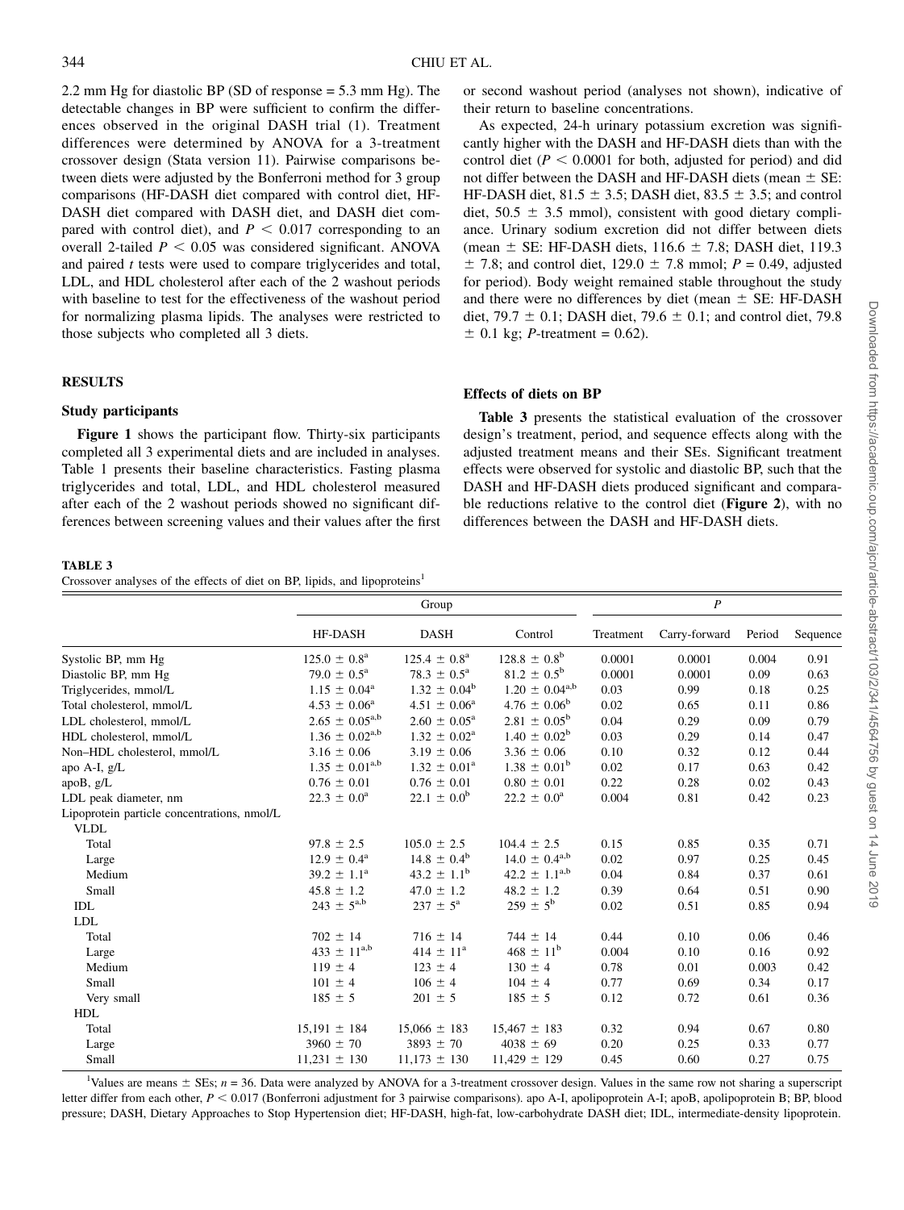2.2 mm Hg for diastolic BP (SD of response = 5.3 mm Hg). The detectable changes in BP were sufficient to confirm the differences observed in the original DASH trial (1). Treatment differences were determined by ANOVA for a 3-treatment crossover design (Stata version 11). Pairwise comparisons between diets were adjusted by the Bonferroni method for 3 group comparisons (HF-DASH diet compared with control diet, HF-DASH diet compared with DASH diet, and DASH diet compared with control diet), and $P < 0.017$ corresponding to an overall 2-tailed $P < 0.05$ was considered significant. ANOVA and paired *t* tests were used to compare triglycerides and total, LDL, and HDL cholesterol after each of the 2 washout periods with baseline to test for the effectiveness of the washout period for normalizing plasma lipids. The analyses were restricted to those subjects who completed all 3 diets.

## RESULTS

### Study participants

**Figure 1** shows the participant flow. Thirty-six participants completed all 3 experimental diets and are included in analyses. Table 1 presents their baseline characteristics. Fasting plasma triglycerides and total, LDL, and HDL cholesterol measured after each of the 2 washout periods showed no significant differences between screening values and their values after the first or second washout period (analyses not shown), indicative of their return to baseline concentrations.

As expected, 24-h urinary potassium excretion was significantly higher with the DASH and HF-DASH diets than with the control diet ($P < 0.0001$ for both, adjusted for period) and did not differ between the DASH and HF-DASH diets (mean ± SE: HF-DASH diet, 81.5 ± 3.5; DASH diet, 83.5 ± 3.5; and control diet, 50.5 ± 3.5 mmol), consistent with good dietary compliance. Urinary sodium excretion did not differ between diets (mean ± SE: HF-DASH diets, 116.6 ± 7.8; DASH diet, 119.3 ± 7.8; and control diet, 129.0 ± 7.8 mmol; $P = 0.49$, adjusted for period). Body weight remained stable throughout the study and there were no differences by diet (mean ± SE: HF-DASH diet, 79.7 ± 0.1; DASH diet, 79.6 ± 0.1; and control diet, 79.8 ± 0.1 kg; *P*-treatment = 0.62).

### Effects of diets on BP

**Table 3** presents the statistical evaluation of the crossover design's treatment, period, and sequence effects along with the adjusted treatment means and their SEs. Significant treatment effects were observed for systolic and diastolic BP, such that the DASH and HF-DASH diets produced significant and comparable reductions relative to the control diet (**Figure 2**), with no differences between the DASH and HF-DASH diets.

**TABLE 3**
Crossover analyses of the effects of diet on BP, lipids, and lipoproteins[1]

| | Group | | | *P* | | | |
|---|---|---|---|---|---|---|---|
| | HF-DASH | DASH | Control | Treatment | Carry-forward | Period | Sequence |
| Systolic BP, mm Hg | 125.0 ± 0.8[a] | 125.4 ± 0.8[a] | 128.8 ± 0.8[b] | 0.0001 | 0.0001 | 0.004 | 0.91 |
| Diastolic BP, mm Hg | 79.0 ± 0.5[a] | 78.3 ± 0.5[a] | 81.2 ± 0.5[b] | 0.0001 | 0.0001 | 0.09 | 0.63 |
| Triglycerides, mmol/L | 1.15 ± 0.04[a] | 1.32 ± 0.04[b] | 1.20 ± 0.04[a,b] | 0.03 | 0.99 | 0.18 | 0.25 |
| Total cholesterol, mmol/L | 4.53 ± 0.06[a] | 4.51 ± 0.06[a] | 4.76 ± 0.06[b] | 0.02 | 0.65 | 0.11 | 0.86 |
| LDL cholesterol, mmol/L | 2.65 ± 0.05[a,b] | 2.60 ± 0.05[a] | 2.81 ± 0.05[b] | 0.04 | 0.29 | 0.09 | 0.79 |
| HDL cholesterol, mmol/L | 1.36 ± 0.02[a,b] | 1.32 ± 0.02[a] | 1.40 ± 0.02[b] | 0.03 | 0.29 | 0.14 | 0.47 |
| Non–HDL cholesterol, mmol/L | 3.16 ± 0.06 | 3.19 ± 0.06 | 3.36 ± 0.06 | 0.10 | 0.32 | 0.12 | 0.44 |
| apo A-I, g/L | 1.35 ± 0.01[a,b] | 1.32 ± 0.01[a] | 1.38 ± 0.01[b] | 0.02 | 0.17 | 0.63 | 0.42 |
| apoB, g/L | 0.76 ± 0.01 | 0.76 ± 0.01 | 0.80 ± 0.01 | 0.22 | 0.28 | 0.02 | 0.43 |
| LDL peak diameter, nm | 22.3 ± 0.0[a] | 22.1 ± 0.0[b] | 22.2 ± 0.0[a] | 0.004 | 0.81 | 0.42 | 0.23 |
| Lipoprotein particle concentrations, nmol/L | | | | | | | |
| VLDL | | | | | | | |
| Total | 97.8 ± 2.5 | 105.0 ± 2.5 | 104.4 ± 2.5 | 0.15 | 0.85 | 0.35 | 0.71 |
| Large | 12.9 ± 0.4[a] | 14.8 ± 0.4[b] | 14.0 ± 0.4[a,b] | 0.02 | 0.97 | 0.25 | 0.45 |
| Medium | 39.2 ± 1.1[a] | 43.2 ± 1.1[b] | 42.2 ± 1.1[a,b] | 0.04 | 0.84 | 0.37 | 0.61 |
| Small | 45.8 ± 1.2 | 47.0 ± 1.2 | 48.2 ± 1.2 | 0.39 | 0.64 | 0.51 | 0.90 |
| IDL | 243 ± 5[a,b] | 237 ± 5[a] | 259 ± 5[b] | 0.02 | 0.51 | 0.85 | 0.94 |
| LDL | | | | | | | |
| Total | 702 ± 14 | 716 ± 14 | 744 ± 14 | 0.44 | 0.10 | 0.06 | 0.46 |
| Large | 433 ± 11[a,b] | 414 ± 11[a] | 468 ± 11[b] | 0.004 | 0.10 | 0.16 | 0.92 |
| Medium | 119 ± 4 | 123 ± 4 | 130 ± 4 | 0.78 | 0.01 | 0.003 | 0.42 |
| Small | 101 ± 4 | 106 ± 4 | 104 ± 4 | 0.77 | 0.69 | 0.34 | 0.17 |
| Very small | 185 ± 5 | 201 ± 5 | 185 ± 5 | 0.12 | 0.72 | 0.61 | 0.36 |
| HDL | | | | | | | |
| Total | 15,191 ± 184 | 15,066 ± 183 | 15,467 ± 183 | 0.32 | 0.94 | 0.67 | 0.80 |
| Large | 3960 ± 70 | 3893 ± 70 | 4038 ± 69 | 0.20 | 0.25 | 0.33 | 0.77 |
| Small | 11,231 ± 130 | 11,173 ± 130 | 11,429 ± 129 | 0.45 | 0.60 | 0.27 | 0.75 |

[1]Values are means ± SEs; $n = 36$. Data were analyzed by ANOVA for a 3-treatment crossover design. Values in the same row not sharing a superscript letter differ from each other, $P < 0.017$ (Bonferroni adjustment for 3 pairwise comparisons). apo A-I, apolipoprotein A-I; apoB, apolipoprotein B; BP, blood pressure; DASH, Dietary Approaches to Stop Hypertension diet; HF-DASH, high-fat, low-carbohydrate DASH diet; IDL, intermediate-density lipoprotein.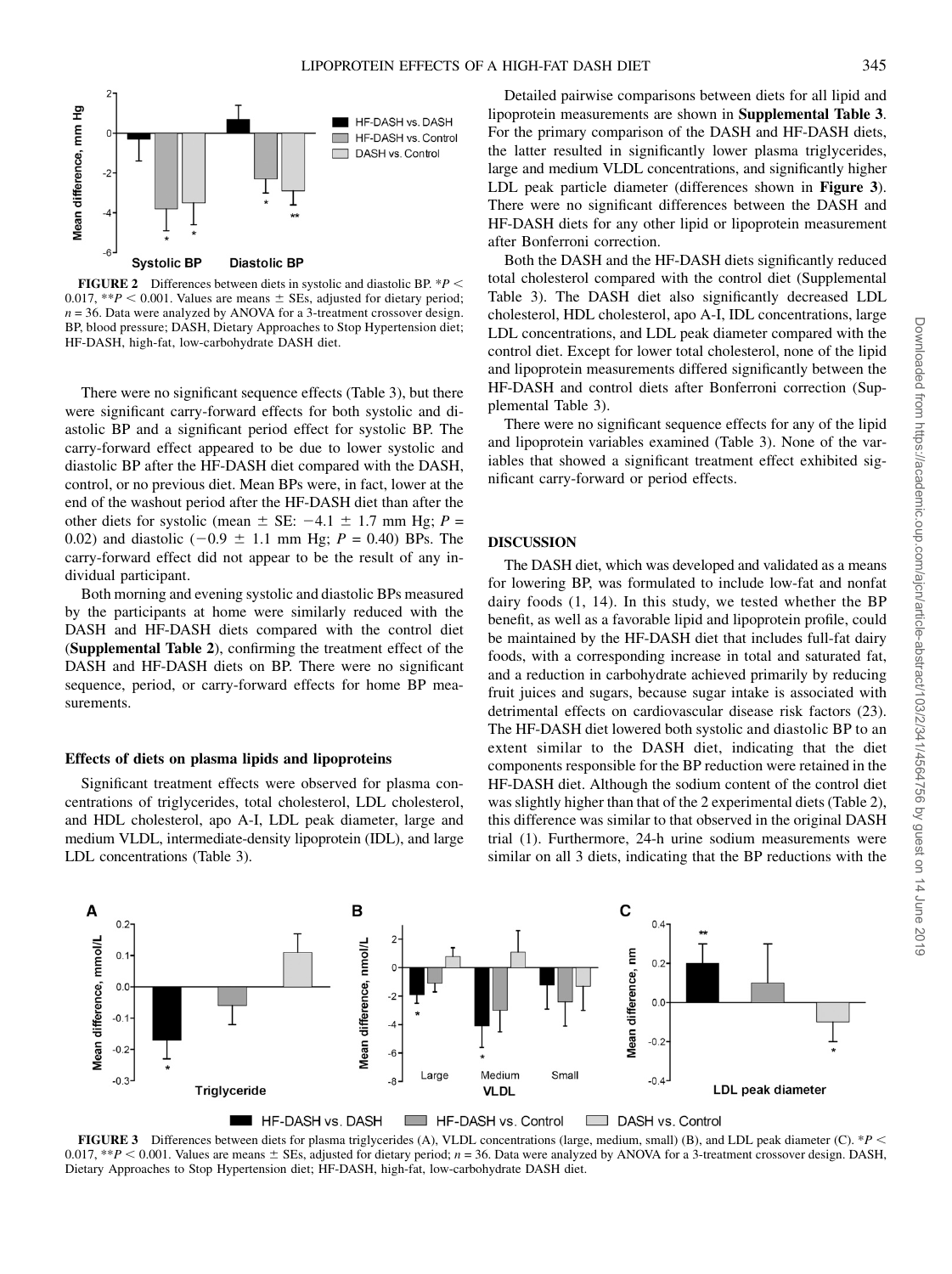**FIGURE 2** Differences between diets in systolic and diastolic BP. *$P < 0.017$, **$P < 0.001$. Values are means ± SEs, adjusted for dietary period; $n = 36$. Data were analyzed by ANOVA for a 3-treatment crossover design. BP, blood pressure; DASH, Dietary Approaches to Stop Hypertension diet; HF-DASH, high-fat, low-carbohydrate DASH diet.

There were no significant sequence effects (Table 3), but there were significant carry-forward effects for both systolic and diastolic BP and a significant period effect for systolic BP. The carry-forward effect appeared to be due to lower systolic and diastolic BP after the HF-DASH diet compared with the DASH, control, or no previous diet. Mean BPs were, in fact, lower at the end of the washout period after the HF-DASH diet than after the other diets for systolic (mean ± SE: −4.1 ± 1.7 mm Hg; $P = 0.02$) and diastolic (−0.9 ± 1.1 mm Hg; $P = 0.40$) BPs. The carry-forward effect did not appear to be the result of any individual participant.

Both morning and evening systolic and diastolic BPs measured by the participants at home were similarly reduced with the DASH and HF-DASH diets compared with the control diet (**Supplemental Table 2**), confirming the treatment effect of the DASH and HF-DASH diets on BP. There were no significant sequence, period, or carry-forward effects for home BP measurements.

### Effects of diets on plasma lipids and lipoproteins

Significant treatment effects were observed for plasma concentrations of triglycerides, total cholesterol, LDL cholesterol, and HDL cholesterol, apo A-I, LDL peak diameter, large and medium VLDL, intermediate-density lipoprotein (IDL), and large LDL concentrations (Table 3).

Detailed pairwise comparisons between diets for all lipid and lipoprotein measurements are shown in **Supplemental Table 3**. For the primary comparison of the DASH and HF-DASH diets, the latter resulted in significantly lower plasma triglycerides, large and medium VLDL concentrations, and significantly higher LDL peak particle diameter (differences shown in **Figure 3**). There were no significant differences between the DASH and HF-DASH diets for any other lipid or lipoprotein measurement after Bonferroni correction.

Both the DASH and the HF-DASH diets significantly reduced total cholesterol compared with the control diet (Supplemental Table 3). The DASH diet also significantly decreased LDL cholesterol, HDL cholesterol, apo A-I, IDL concentrations, large LDL concentrations, and LDL peak diameter compared with the control diet. Except for lower total cholesterol, none of the lipid and lipoprotein measurements differed significantly between the HF-DASH and control diets after Bonferroni correction (Supplemental Table 3).

There were no significant sequence effects for any of the lipid and lipoprotein variables examined (Table 3). None of the variables that showed a significant treatment effect exhibited significant carry-forward or period effects.

## DISCUSSION

The DASH diet, which was developed and validated as a means for lowering BP, was formulated to include low-fat and nonfat dairy foods (1, 14). In this study, we tested whether the BP benefit, as well as a favorable lipid and lipoprotein profile, could be maintained by the HF-DASH diet that includes full-fat dairy foods, with a corresponding increase in total and saturated fat, and a reduction in carbohydrate achieved primarily by reducing fruit juices and sugars, because sugar intake is associated with detrimental effects on cardiovascular disease risk factors (23). The HF-DASH diet lowered both systolic and diastolic BP to an extent similar to the DASH diet, indicating that the diet components responsible for the BP reduction were retained in the HF-DASH diet. Although the sodium content of the control diet was slightly higher than that of the 2 experimental diets (Table 2), this difference was similar to that observed in the original DASH trial (1). Furthermore, 24-h urine sodium measurements were similar on all 3 diets, indicating that the BP reductions with the

**FIGURE 3** Differences between diets for plasma triglycerides (A), VLDL concentrations (large, medium, small) (B), and LDL peak diameter (C). *$P < 0.017$, **$P < 0.001$. Values are means ± SEs, adjusted for dietary period; $n = 36$. Data were analyzed by ANOVA for a 3-treatment crossover design. DASH, Dietary Approaches to Stop Hypertension diet; HF-DASH, high-fat, low-carbohydrate DASH diet.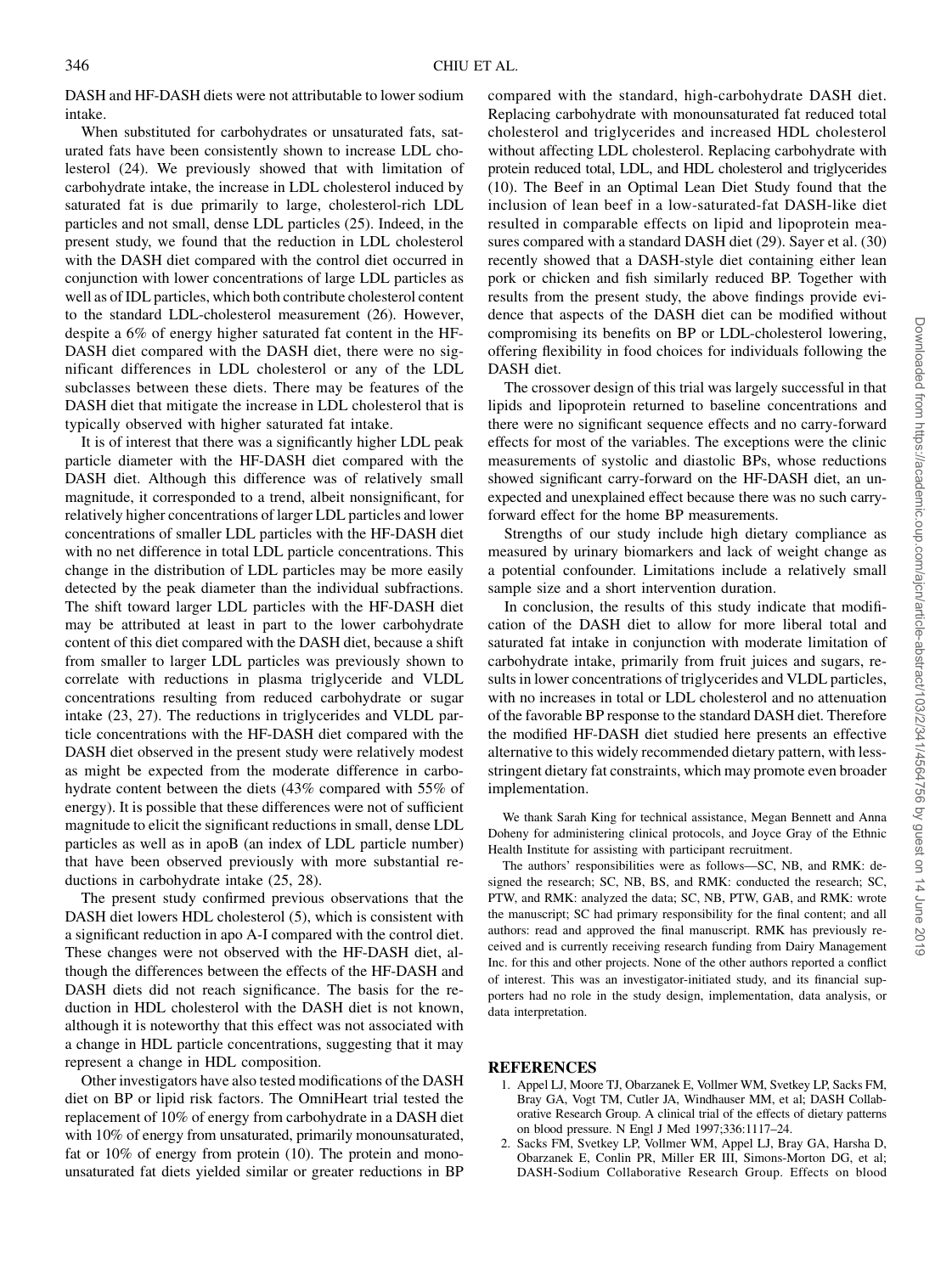DASH and HF-DASH diets were not attributable to lower sodium intake.

When substituted for carbohydrates or unsaturated fats, saturated fats have been consistently shown to increase LDL cholesterol (24). We previously showed that with limitation of carbohydrate intake, the increase in LDL cholesterol induced by saturated fat is due primarily to large, cholesterol-rich LDL particles and not small, dense LDL particles (25). Indeed, in the present study, we found that the reduction in LDL cholesterol with the DASH diet compared with the control diet occurred in conjunction with lower concentrations of large LDL particles as well as of IDL particles, which both contribute cholesterol content to the standard LDL-cholesterol measurement (26). However, despite a 6% of energy higher saturated fat content in the HF-DASH diet compared with the DASH diet, there were no significant differences in LDL cholesterol or any of the LDL subclasses between these diets. There may be features of the DASH diet that mitigate the increase in LDL cholesterol that is typically observed with higher saturated fat intake.

It is of interest that there was a significantly higher LDL peak particle diameter with the HF-DASH diet compared with the DASH diet. Although this difference was of relatively small magnitude, it corresponded to a trend, albeit nonsignificant, for relatively higher concentrations of larger LDL particles and lower concentrations of smaller LDL particles with the HF-DASH diet with no net difference in total LDL particle concentrations. This change in the distribution of LDL particles may be more easily detected by the peak diameter than the individual subfractions. The shift toward larger LDL particles with the HF-DASH diet may be attributed at least in part to the lower carbohydrate content of this diet compared with the DASH diet, because a shift from smaller to larger LDL particles was previously shown to correlate with reductions in plasma triglyceride and VLDL concentrations resulting from reduced carbohydrate or sugar intake (23, 27). The reductions in triglycerides and VLDL particle concentrations with the HF-DASH diet compared with the DASH diet observed in the present study were relatively modest as might be expected from the moderate difference in carbohydrate content between the diets (43% compared with 55% of energy). It is possible that these differences were not of sufficient magnitude to elicit the significant reductions in small, dense LDL particles as well as in apoB (an index of LDL particle number) that have been observed previously with more substantial reductions in carbohydrate intake (25, 28).

The present study confirmed previous observations that the DASH diet lowers HDL cholesterol (5), which is consistent with a significant reduction in apo A-I compared with the control diet. These changes were not observed with the HF-DASH diet, although the differences between the effects of the HF-DASH and DASH diets did not reach significance. The basis for the reduction in HDL cholesterol with the DASH diet is not known, although it is noteworthy that this effect was not associated with a change in HDL particle concentrations, suggesting that it may represent a change in HDL composition.

Other investigators have also tested modifications of the DASH diet on BP or lipid risk factors. The OmniHeart trial tested the replacement of 10% of energy from carbohydrate in a DASH diet with 10% of energy from unsaturated, primarily monounsaturated, fat or 10% of energy from protein (10). The protein and monounsaturated fat diets yielded similar or greater reductions in BP compared with the standard, high-carbohydrate DASH diet. Replacing carbohydrate with monounsaturated fat reduced total cholesterol and triglycerides and increased HDL cholesterol without affecting LDL cholesterol. Replacing carbohydrate with protein reduced total, LDL, and HDL cholesterol and triglycerides (10). The Beef in an Optimal Lean Diet Study found that the inclusion of lean beef in a low-saturated-fat DASH-like diet resulted in comparable effects on lipid and lipoprotein measures compared with a standard DASH diet (29). Sayer et al. (30) recently showed that a DASH-style diet containing either lean pork or chicken and fish similarly reduced BP. Together with results from the present study, the above findings provide evidence that aspects of the DASH diet can be modified without compromising its benefits on BP or LDL-cholesterol lowering, offering flexibility in food choices for individuals following the DASH diet.

The crossover design of this trial was largely successful in that lipids and lipoprotein returned to baseline concentrations and there were no significant sequence effects and no carry-forward effects for most of the variables. The exceptions were the clinic measurements of systolic and diastolic BPs, whose reductions showed significant carry-forward on the HF-DASH diet, an unexpected and unexplained effect because there was no such carry-forward effect for the home BP measurements.

Strengths of our study include high dietary compliance as measured by urinary biomarkers and lack of weight change as a potential confounder. Limitations include a relatively small sample size and a short intervention duration.

In conclusion, the results of this study indicate that modification of the DASH diet to allow for more liberal total and saturated fat intake in conjunction with moderate limitation of carbohydrate intake, primarily from fruit juices and sugars, results in lower concentrations of triglycerides and VLDL particles, with no increases in total or LDL cholesterol and no attenuation of the favorable BP response to the standard DASH diet. Therefore the modified HF-DASH diet studied here presents an effective alternative to this widely recommended dietary pattern, with less-stringent dietary fat constraints, which may promote even broader implementation.

We thank Sarah King for technical assistance, Megan Bennett and Anna Doheny for administering clinical protocols, and Joyce Gray of the Ethnic Health Institute for assisting with participant recruitment.

The authors' responsibilities were as follows—SC, NB, and RMK: designed the research; SC, NB, BS, and RMK: conducted the research; SC, PTW, and RMK: analyzed the data; SC, NB, PTW, GAB, and RMK: wrote the manuscript; SC had primary responsibility for the final content; and all authors: read and approved the final manuscript. RMK has previously received and is currently receiving research funding from Dairy Management Inc. for this and other projects. None of the other authors reported a conflict of interest. This was an investigator-initiated study, and its financial supporters had no role in the study design, implementation, data analysis, or data interpretation.

## REFERENCES

1. Appel LJ, Moore TJ, Obarzanek E, Vollmer WM, Svetkey LP, Sacks FM, Bray GA, Vogt TM, Cutler JA, Windhauser MM, et al; DASH Collaborative Research Group. A clinical trial of the effects of dietary patterns on blood pressure. N Engl J Med 1997;336:1117–24.
2. Sacks FM, Svetkey LP, Vollmer WM, Appel LJ, Bray GA, Harsha D, Obarzanek E, Conlin PR, Miller ER III, Simons-Morton DG, et al; DASH-Sodium Collaborative Research Group. Effects on blood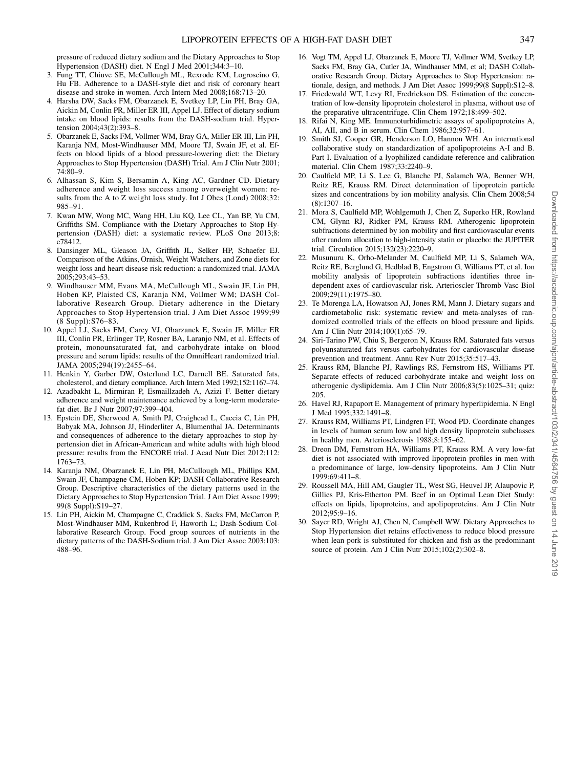pressure of reduced dietary sodium and the Dietary Approaches to Stop Hypertension (DASH) diet. N Engl J Med 2001;344:3–10.

3. Fung TT, Chiuve SE, McCullough ML, Rexrode KM, Logroscino G, Hu FB. Adherence to a DASH-style diet and risk of coronary heart disease and stroke in women. Arch Intern Med 2008;168:713–20.
4. Harsha DW, Sacks FM, Obarzanek E, Svetkey LP, Lin PH, Bray GA, Aickin M, Conlin PR, Miller ER III, Appel LJ. Effect of dietary sodium intake on blood lipids: results from the DASH-sodium trial. Hypertension 2004;43(2):393–8.
5. Obarzanek E, Sacks FM, Vollmer WM, Bray GA, Miller ER III, Lin PH, Karanja NM, Most-Windhauser MM, Moore TJ, Swain JF, et al. Effects on blood lipids of a blood pressure-lowering diet: the Dietary Approaches to Stop Hypertension (DASH) Trial. Am J Clin Nutr 2001;74:80–9.
6. Alhassan S, Kim S, Bersamin A, King AC, Gardner CD. Dietary adherence and weight loss success among overweight women: results from the A to Z weight loss study. Int J Obes (Lond) 2008;32:985–91.
7. Kwan MW, Wong MC, Wang HH, Liu KQ, Lee CL, Yan BP, Yu CM, Griffiths SM. Compliance with the Dietary Approaches to Stop Hypertension (DASH) diet: a systematic review. PLoS One 2013;8:e78412.
8. Dansinger ML, Gleason JA, Griffith JL, Selker HP, Schaefer EJ. Comparison of the Atkins, Ornish, Weight Watchers, and Zone diets for weight loss and heart disease risk reduction: a randomized trial. JAMA 2005;293:43–53.
9. Windhauser MM, Evans MA, McCullough ML, Swain JF, Lin PH, Hoben KP, Plaisted CS, Karanja NM, Vollmer WM; DASH Collaborative Research Group. Dietary adherence in the Dietary Approaches to Stop Hypertension trial. J Am Diet Assoc 1999;99(8 Suppl):S76–83.
10. Appel LJ, Sacks FM, Carey VJ, Obarzanek E, Swain JF, Miller ER III, Conlin PR, Erlinger TP, Rosner BA, Laranjo NM, et al. Effects of protein, monounsaturated fat, and carbohydrate intake on blood pressure and serum lipids: results of the OmniHeart randomized trial. JAMA 2005;294(19):2455–64.
11. Henkin Y, Garber DW, Osterlund LC, Darnell BE. Saturated fats, cholesterol, and dietary compliance. Arch Intern Med 1992;152:1167–74.
12. Azadbakht L, Mirmiran P, Esmaillzadeh A, Azizi F. Better dietary adherence and weight maintenance achieved by a long-term moderate-fat diet. Br J Nutr 2007;97:399–404.
13. Epstein DE, Sherwood A, Smith PJ, Craighead L, Caccia C, Lin PH, Babyak MA, Johnson JJ, Hinderliter A, Blumenthal JA. Determinants and consequences of adherence to the dietary approaches to stop hypertension diet in African-American and white adults with high blood pressure: results from the ENCORE trial. J Acad Nutr Diet 2012;112:1763–73.
14. Karanja NM, Obarzanek E, Lin PH, McCullough ML, Phillips KM, Swain JF, Champagne CM, Hoben KP; DASH Collaborative Research Group. Descriptive characteristics of the dietary patterns used in the Dietary Approaches to Stop Hypertension Trial. J Am Diet Assoc 1999;99(8 Suppl):S19–27.
15. Lin PH, Aickin M, Champagne C, Craddick S, Sacks FM, McCarron P, Most-Windhauser MM, Rukenbrod F, Haworth L; Dash-Sodium Collaborative Research Group. Food group sources of nutrients in the dietary patterns of the DASH-Sodium trial. J Am Diet Assoc 2003;103:488–96.
16. Vogt TM, Appel LJ, Obarzanek E, Moore TJ, Vollmer WM, Svetkey LP, Sacks FM, Bray GA, Cutler JA, Windhauser MM, et al; DASH Collaborative Research Group. Dietary Approaches to Stop Hypertension: rationale, design, and methods. J Am Diet Assoc 1999;99(8 Suppl):S12–8.
17. Friedewald WT, Levy RI, Fredrickson DS. Estimation of the concentration of low-density lipoprotein cholesterol in plasma, without use of the preparative ultracentrifuge. Clin Chem 1972;18:499–502.
18. Rifai N, King ME. Immunoturbidimetric assays of apolipoproteins A, AI, AII, and B in serum. Clin Chem 1986;32:957–61.
19. Smith SJ, Cooper GR, Henderson LO, Hannon WH. An international collaborative study on standardization of apolipoproteins A-I and B. Part I. Evaluation of a lyophilized candidate reference and calibration material. Clin Chem 1987;33:2240–9.
20. Caulfield MP, Li S, Lee G, Blanche PJ, Salameh WA, Benner WH, Reitz RE, Krauss RM. Direct determination of lipoprotein particle sizes and concentrations by ion mobility analysis. Clin Chem 2008;54(8):1307–16.
21. Mora S, Caulfield MP, Wohlgemuth J, Chen Z, Superko HR, Rowland CM, Glynn RJ, Ridker PM, Krauss RM. Atherogenic lipoprotein subfractions determined by ion mobility and first cardiovascular events after random allocation to high-intensity statin or placebo: the JUPITER trial. Circulation 2015;132(23):2220–9.
22. Musunuru K, Orho-Melander M, Caulfield MP, Li S, Salameh WA, Reitz RE, Berglund G, Hedblad B, Engstrom G, Williams PT, et al. Ion mobility analysis of lipoprotein subfractions identifies three independent axes of cardiovascular risk. Arterioscler Thromb Vasc Biol 2009;29(11):1975–80.
23. Te Morenga LA, Howatson AJ, Jones RM, Mann J. Dietary sugars and cardiometabolic risk: systematic review and meta-analyses of randomized controlled trials of the effects on blood pressure and lipids. Am J Clin Nutr 2014;100(1):65–79.
24. Siri-Tarino PW, Chiu S, Bergeron N, Krauss RM. Saturated fats versus polyunsaturated fats versus carbohydrates for cardiovascular disease prevention and treatment. Annu Rev Nutr 2015;35:517–43.
25. Krauss RM, Blanche PJ, Rawlings RS, Fernstrom HS, Williams PT. Separate effects of reduced carbohydrate intake and weight loss on atherogenic dyslipidemia. Am J Clin Nutr 2006;83(5):1025–31; quiz: 205.
26. Havel RJ, Rapaport E. Management of primary hyperlipidemia. N Engl J Med 1995;332:1491–8.
27. Krauss RM, Williams PT, Lindgren FT, Wood PD. Coordinate changes in levels of human serum low and high density lipoprotein subclasses in healthy men. Arteriosclerosis 1988;8:155–62.
28. Dreon DM, Fernstrom HA, Williams PT, Krauss RM. A very low-fat diet is not associated with improved lipoprotein profiles in men with a predominance of large, low-density lipoproteins. Am J Clin Nutr 1999;69:411–8.
29. Roussell MA, Hill AM, Gaugler TL, West SG, Heuvel JP, Alaupovic P, Gillies PJ, Kris-Etherton PM. Beef in an Optimal Lean Diet Study: effects on lipids, lipoproteins, and apolipoproteins. Am J Clin Nutr 2012;95:9–16.
30. Sayer RD, Wright AJ, Chen N, Campbell WW. Dietary Approaches to Stop Hypertension diet retains effectiveness to reduce blood pressure when lean pork is substituted for chicken and fish as the predominant source of protein. Am J Clin Nutr 2015;102(2):302–8.